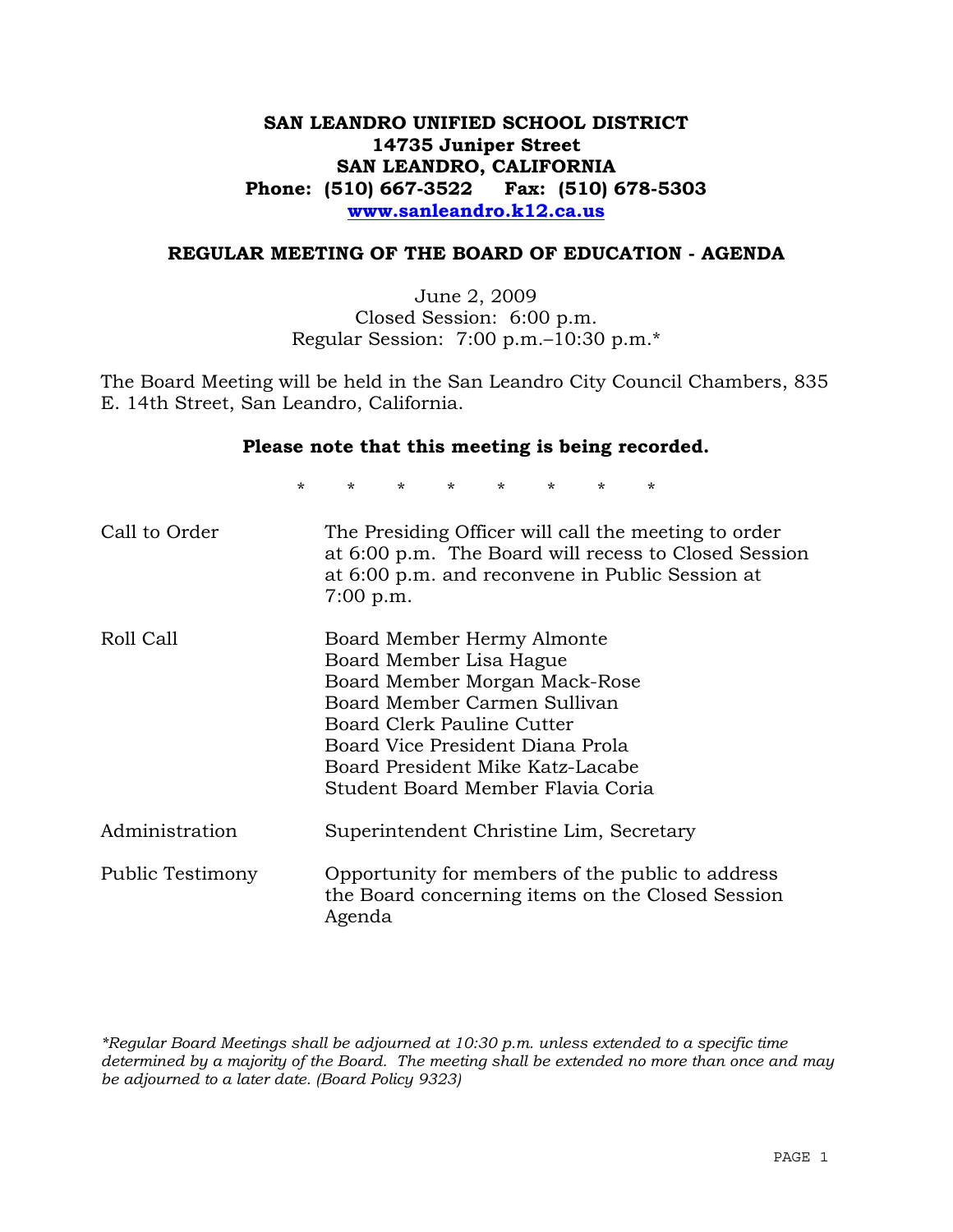**SAN LEANDRO UNIFIED SCHOOL DISTRICT**
**14735 Juniper Street**
**SAN LEANDRO, CALIFORNIA**
**Phone: (510) 667-3522 Fax: (510) 678-5303**
**www.sanleandro.k12.ca.us**

## REGULAR MEETING OF THE BOARD OF EDUCATION - AGENDA

June 2, 2009
Closed Session: 6:00 p.m.
Regular Session: 7:00 p.m.–10:30 p.m.*

The Board Meeting will be held in the San Leandro City Council Chambers, 835 E. 14th Street, San Leandro, California.

**Please note that this meeting is being recorded.**

\* \* \* \* \* \* \* \*

Call to Order — The Presiding Officer will call the meeting to order at 6:00 p.m. The Board will recess to Closed Session at 6:00 p.m. and reconvene in Public Session at 7:00 p.m.

Roll Call — Board Member Hermy Almonte
Board Member Lisa Hague
Board Member Morgan Mack-Rose
Board Member Carmen Sullivan
Board Clerk Pauline Cutter
Board Vice President Diana Prola
Board President Mike Katz-Lacabe
Student Board Member Flavia Coria

Administration — Superintendent Christine Lim, Secretary

Public Testimony — Opportunity for members of the public to address the Board concerning items on the Closed Session Agenda

*\*Regular Board Meetings shall be adjourned at 10:30 p.m. unless extended to a specific time determined by a majority of the Board. The meeting shall be extended no more than once and may be adjourned to a later date. (Board Policy 9323)*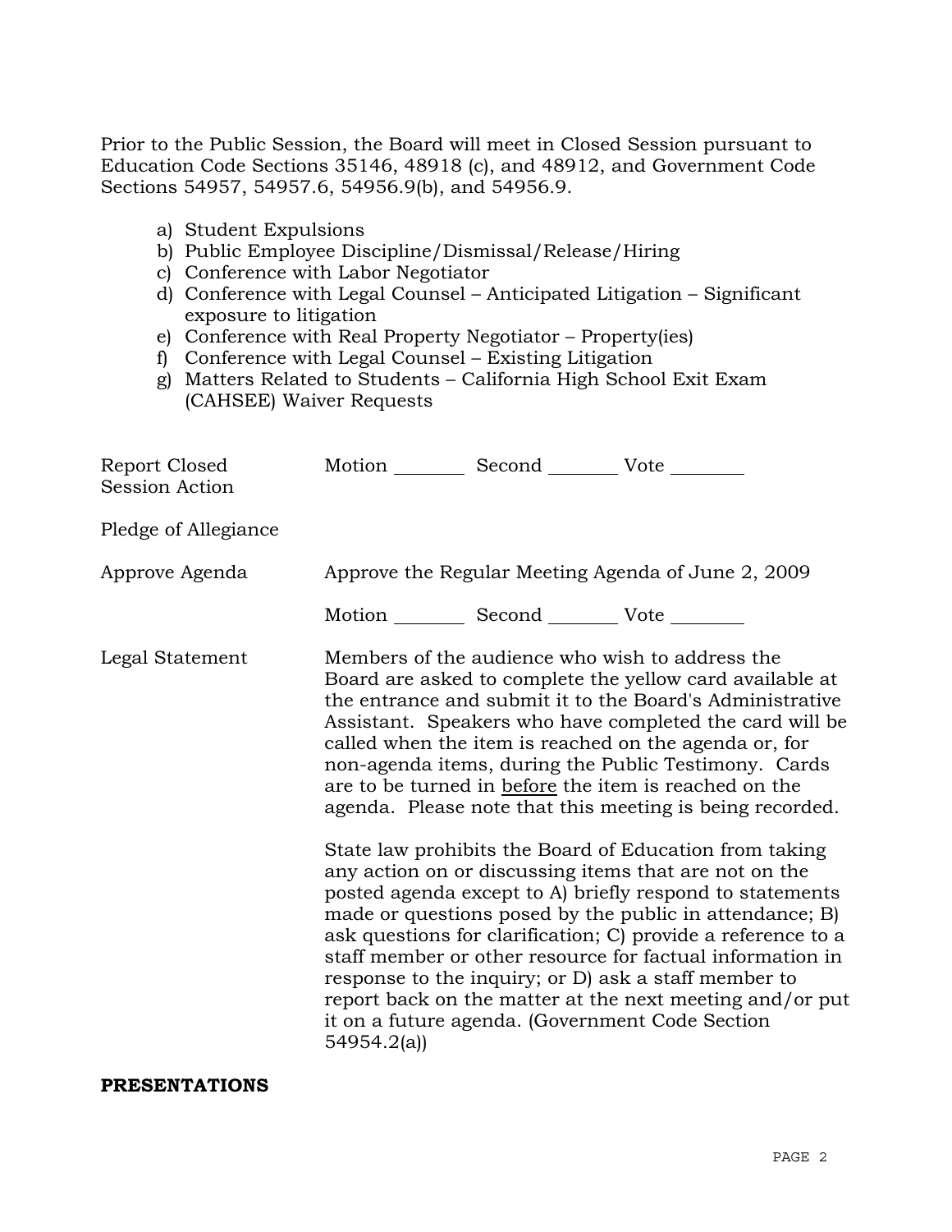Prior to the Public Session, the Board will meet in Closed Session pursuant to Education Code Sections 35146, 48918 (c), and 48912, and Government Code Sections 54957, 54957.6, 54956.9(b), and 54956.9.

a) Student Expulsions
b) Public Employee Discipline/Dismissal/Release/Hiring
c) Conference with Labor Negotiator
d) Conference with Legal Counsel – Anticipated Litigation – Significant exposure to litigation
e) Conference with Real Property Negotiator – Property(ies)
f) Conference with Legal Counsel – Existing Litigation
g) Matters Related to Students – California High School Exit Exam (CAHSEE) Waiver Requests

Report Closed Session Action — Motion ________ Second ________ Vote ________

Pledge of Allegiance

Approve Agenda — Approve the Regular Meeting Agenda of June 2, 2009

Motion ________ Second ________ Vote ________

Legal Statement — Members of the audience who wish to address the Board are asked to complete the yellow card available at the entrance and submit it to the Board's Administrative Assistant. Speakers who have completed the card will be called when the item is reached on the agenda or, for non-agenda items, during the Public Testimony. Cards are to be turned in before the item is reached on the agenda. Please note that this meeting is being recorded.

State law prohibits the Board of Education from taking any action on or discussing items that are not on the posted agenda except to A) briefly respond to statements made or questions posed by the public in attendance; B) ask questions for clarification; C) provide a reference to a staff member or other resource for factual information in response to the inquiry; or D) ask a staff member to report back on the matter at the next meeting and/or put it on a future agenda. (Government Code Section 54954.2(a))

**PRESENTATIONS**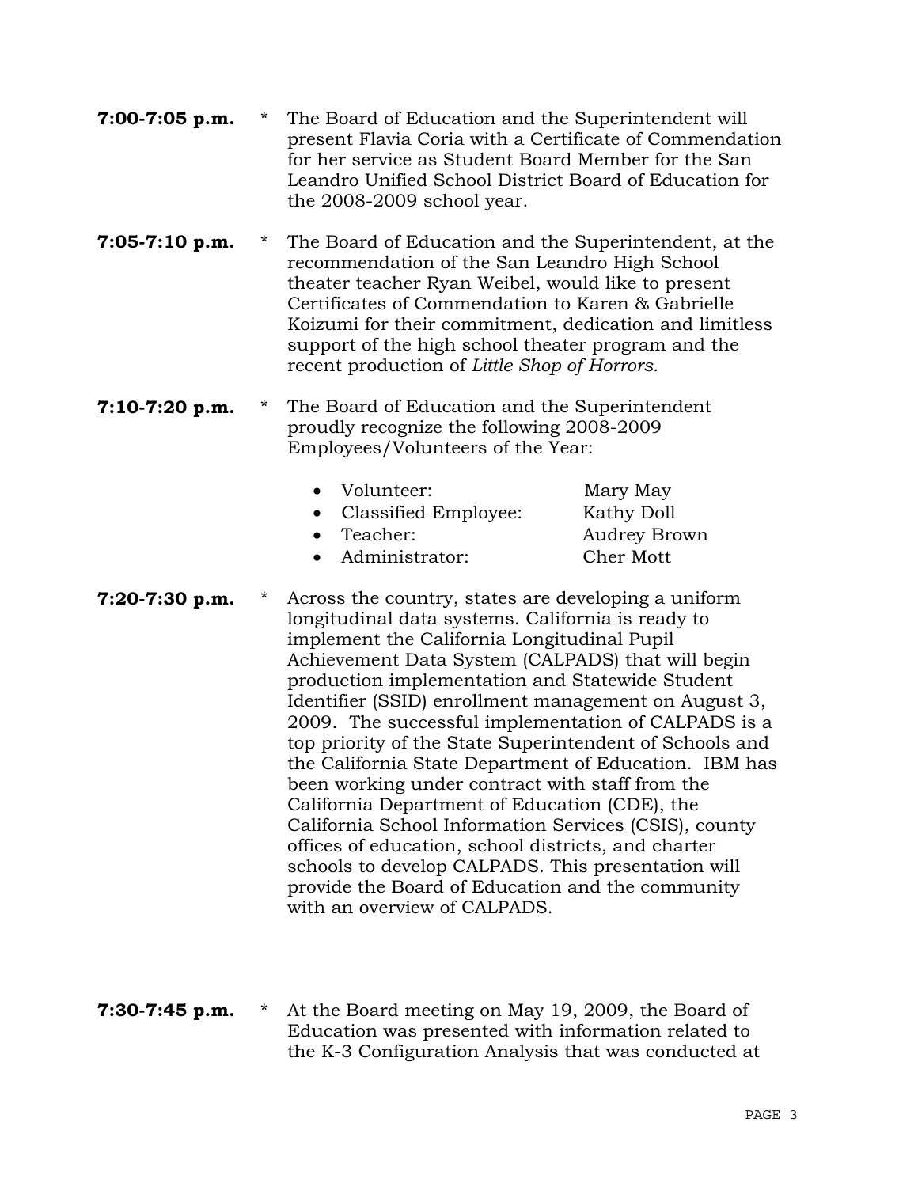**7:00-7:05 p.m.** * The Board of Education and the Superintendent will present Flavia Coria with a Certificate of Commendation for her service as Student Board Member for the San Leandro Unified School District Board of Education for the 2008-2009 school year.

**7:05-7:10 p.m.** * The Board of Education and the Superintendent, at the recommendation of the San Leandro High School theater teacher Ryan Weibel, would like to present Certificates of Commendation to Karen & Gabrielle Koizumi for their commitment, dedication and limitless support of the high school theater program and the recent production of *Little Shop of Horrors.*

**7:10-7:20 p.m.** * The Board of Education and the Superintendent proudly recognize the following 2008-2009 Employees/Volunteers of the Year:

- Volunteer: Mary May
- Classified Employee: Kathy Doll
- Teacher: Audrey Brown
- Administrator: Cher Mott

**7:20-7:30 p.m.** * Across the country, states are developing a uniform longitudinal data systems. California is ready to implement the California Longitudinal Pupil Achievement Data System (CALPADS) that will begin production implementation and Statewide Student Identifier (SSID) enrollment management on August 3, 2009. The successful implementation of CALPADS is a top priority of the State Superintendent of Schools and the California State Department of Education. IBM has been working under contract with staff from the California Department of Education (CDE), the California School Information Services (CSIS), county offices of education, school districts, and charter schools to develop CALPADS. This presentation will provide the Board of Education and the community with an overview of CALPADS.

**7:30-7:45 p.m.** * At the Board meeting on May 19, 2009, the Board of Education was presented with information related to the K-3 Configuration Analysis that was conducted at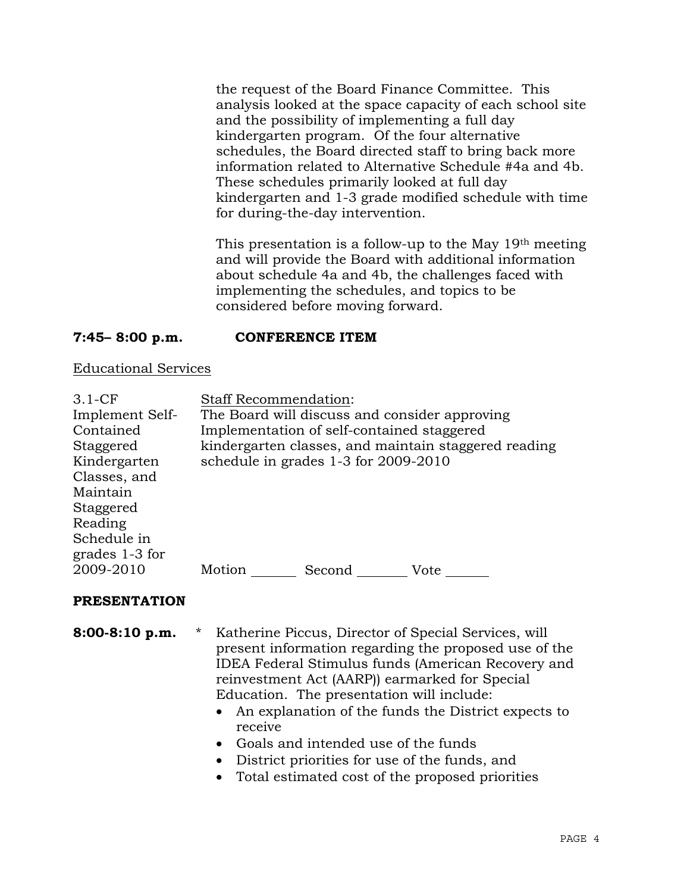the request of the Board Finance Committee. This analysis looked at the space capacity of each school site and the possibility of implementing a full day kindergarten program. Of the four alternative schedules, the Board directed staff to bring back more information related to Alternative Schedule #4a and 4b. These schedules primarily looked at full day kindergarten and 1-3 grade modified schedule with time for during-the-day intervention.

This presentation is a follow-up to the May 19th meeting and will provide the Board with additional information about schedule 4a and 4b, the challenges faced with implementing the schedules, and topics to be considered before moving forward.

**7:45– 8:00 p.m. CONFERENCE ITEM**

Educational Services

3.1-CF Implement Self-Contained Staggered Kindergarten Classes, and Maintain Staggered Reading Schedule in grades 1-3 for 2009-2010

Staff Recommendation:
The Board will discuss and consider approving Implementation of self-contained staggered kindergarten classes, and maintain staggered reading schedule in grades 1-3 for 2009-2010

Motion _______ Second ________ Vote ______

**PRESENTATION**

**8:00-8:10 p.m.** * Katherine Piccus, Director of Special Services, will present information regarding the proposed use of the IDEA Federal Stimulus funds (American Recovery and reinvestment Act (AARP)) earmarked for Special Education. The presentation will include:

- An explanation of the funds the District expects to receive
- Goals and intended use of the funds
- District priorities for use of the funds, and
- Total estimated cost of the proposed priorities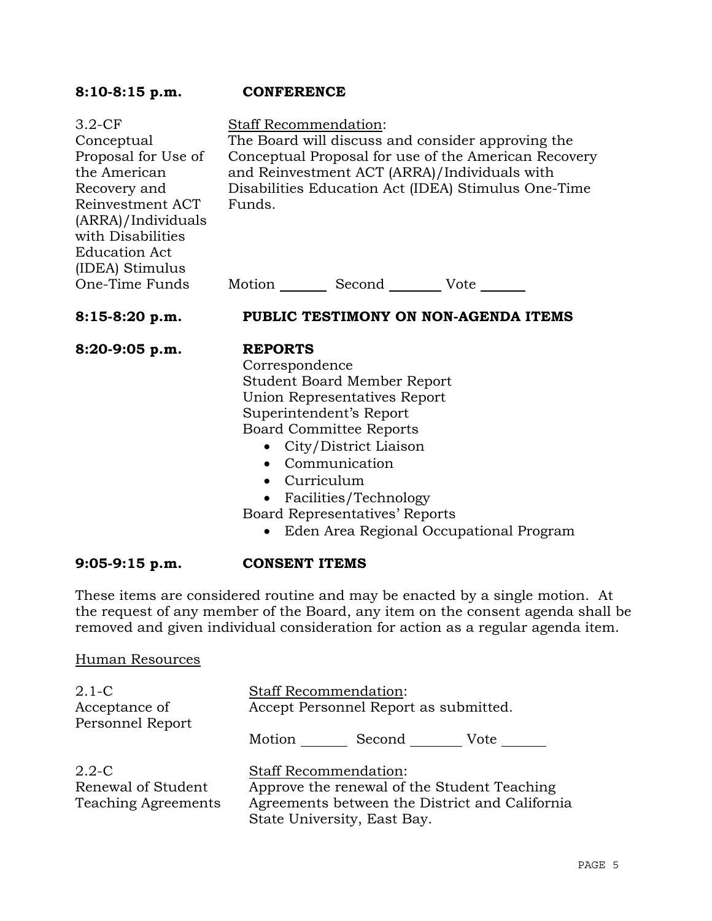**8:10-8:15 p.m.** **CONFERENCE**

3.2-CF
Conceptual Proposal for Use of the American Recovery and Reinvestment ACT (ARRA)/Individuals with Disabilities Education Act (IDEA) Stimulus One-Time Funds

Staff Recommendation:
The Board will discuss and consider approving the Conceptual Proposal for use of the American Recovery and Reinvestment ACT (ARRA)/Individuals with Disabilities Education Act (IDEA) Stimulus One-Time Funds.

Motion ______ Second _______ Vote ______

**8:15-8:20 p.m.** **PUBLIC TESTIMONY ON NON-AGENDA ITEMS**

**8:20-9:05 p.m.** **REPORTS**

Correspondence
Student Board Member Report
Union Representatives Report
Superintendent's Report
Board Committee Reports

- City/District Liaison
- Communication
- Curriculum
- Facilities/Technology

Board Representatives' Reports

- Eden Area Regional Occupational Program

**9:05-9:15 p.m.** **CONSENT ITEMS**

These items are considered routine and may be enacted by a single motion. At the request of any member of the Board, any item on the consent agenda shall be removed and given individual consideration for action as a regular agenda item.

Human Resources

2.1-C
Acceptance of Personnel Report

Staff Recommendation:
Accept Personnel Report as submitted.

Motion ______ Second _______ Vote ______

2.2-C
Renewal of Student Teaching Agreements

Staff Recommendation:
Approve the renewal of the Student Teaching Agreements between the District and California State University, East Bay.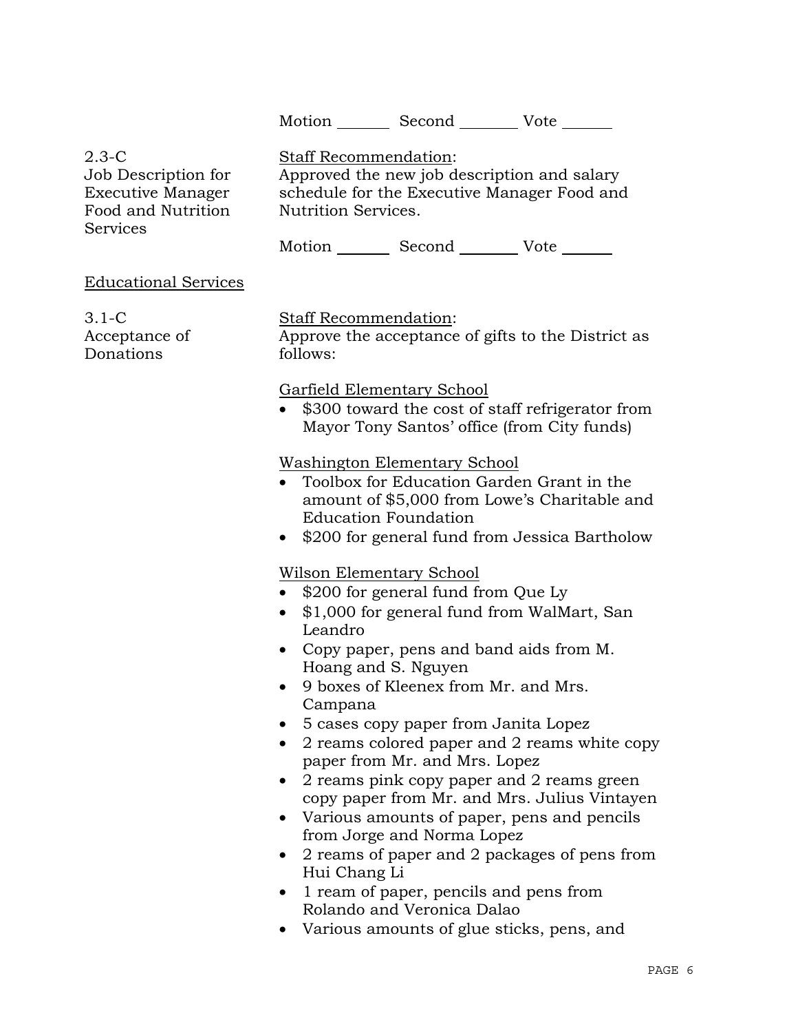Motion _______ Second ________ Vote ______

2.3-C
Job Description for Executive Manager Food and Nutrition Services

Staff Recommendation:
Approved the new job description and salary schedule for the Executive Manager Food and Nutrition Services.

Motion _______ Second ________ Vote ______

Educational Services

3.1-C
Acceptance of Donations

Staff Recommendation:
Approve the acceptance of gifts to the District as follows:

Garfield Elementary School

- $300 toward the cost of staff refrigerator from Mayor Tony Santos' office (from City funds)

Washington Elementary School

- Toolbox for Education Garden Grant in the amount of $5,000 from Lowe's Charitable and Education Foundation
- $200 for general fund from Jessica Bartholow

Wilson Elementary School

- $200 for general fund from Que Ly
- $1,000 for general fund from WalMart, San Leandro
- Copy paper, pens and band aids from M. Hoang and S. Nguyen
- 9 boxes of Kleenex from Mr. and Mrs. Campana
- 5 cases copy paper from Janita Lopez
- 2 reams colored paper and 2 reams white copy paper from Mr. and Mrs. Lopez
- 2 reams pink copy paper and 2 reams green copy paper from Mr. and Mrs. Julius Vintayen
- Various amounts of paper, pens and pencils from Jorge and Norma Lopez
- 2 reams of paper and 2 packages of pens from Hui Chang Li
- 1 ream of paper, pencils and pens from Rolando and Veronica Dalao
- Various amounts of glue sticks, pens, and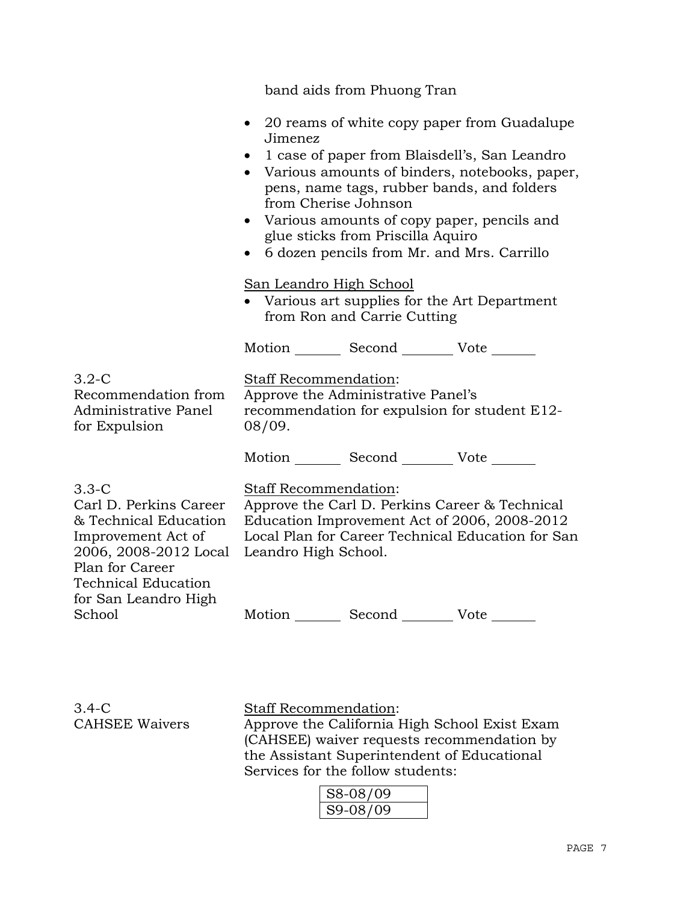band aids from Phuong Tran

- 20 reams of white copy paper from Guadalupe Jimenez
- 1 case of paper from Blaisdell's, San Leandro
- Various amounts of binders, notebooks, paper, pens, name tags, rubber bands, and folders from Cherise Johnson
- Various amounts of copy paper, pencils and glue sticks from Priscilla Aquiro
- 6 dozen pencils from Mr. and Mrs. Carrillo

<u>San Leandro High School</u>

- Various art supplies for the Art Department from Ron and Carrie Cutting

Motion _______ Second _______ Vote ______

**3.2-C Recommendation from Administrative Panel for Expulsion**

<u>Staff Recommendation</u>:
Approve the Administrative Panel's recommendation for expulsion for student E12-08/09.

Motion _______ Second _______ Vote ______

**3.3-C Carl D. Perkins Career & Technical Education Improvement Act of 2006, 2008-2012 Local Plan for Career Technical Education for San Leandro High School**

<u>Staff Recommendation</u>:
Approve the Carl D. Perkins Career & Technical Education Improvement Act of 2006, 2008-2012 Local Plan for Career Technical Education for San Leandro High School.

Motion _______ Second _______ Vote ______

**3.4-C CAHSEE Waivers**

<u>Staff Recommendation</u>:
Approve the California High School Exist Exam (CAHSEE) waiver requests recommendation by the Assistant Superintendent of Educational Services for the follow students:

| S8-08/09 |
| --- |
| S9-08/09 |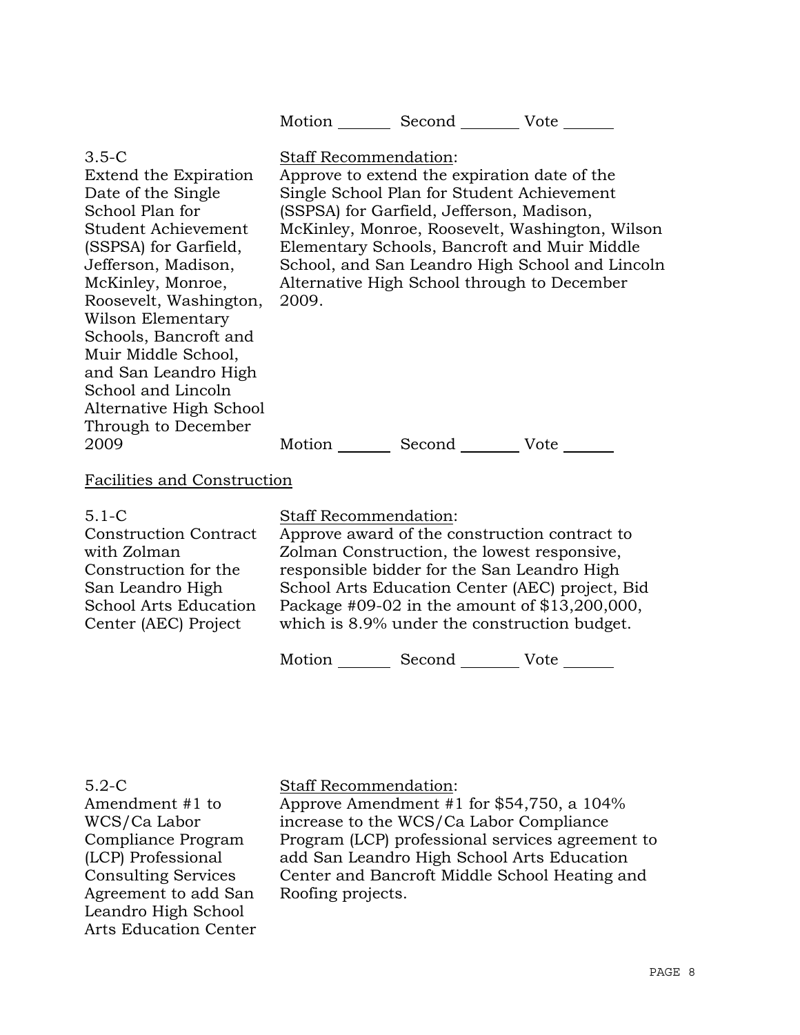Motion _______ Second _______ Vote _______

3.5-C
Extend the Expiration Date of the Single School Plan for Student Achievement (SSPSA) for Garfield, Jefferson, Madison, McKinley, Monroe, Roosevelt, Washington, Wilson Elementary Schools, Bancroft and Muir Middle School, and San Leandro High School and Lincoln Alternative High School Through to December 2009

Staff Recommendation:
Approve to extend the expiration date of the Single School Plan for Student Achievement (SSPSA) for Garfield, Jefferson, Madison, McKinley, Monroe, Roosevelt, Washington, Wilson Elementary Schools, Bancroft and Muir Middle School, and San Leandro High School and Lincoln Alternative High School through to December 2009.

Motion _______ Second _______ Vote _______

Facilities and Construction

5.1-C
Construction Contract with Zolman Construction for the San Leandro High School Arts Education Center (AEC) Project

Staff Recommendation:
Approve award of the construction contract to Zolman Construction, the lowest responsive, responsible bidder for the San Leandro High School Arts Education Center (AEC) project, Bid Package #09-02 in the amount of $13,200,000, which is 8.9% under the construction budget.

Motion _______ Second _______ Vote _______

5.2-C
Amendment #1 to WCS/Ca Labor Compliance Program (LCP) Professional Consulting Services Agreement to add San Leandro High School Arts Education Center

Staff Recommendation:
Approve Amendment #1 for $54,750, a 104% increase to the WCS/Ca Labor Compliance Program (LCP) professional services agreement to add San Leandro High School Arts Education Center and Bancroft Middle School Heating and Roofing projects.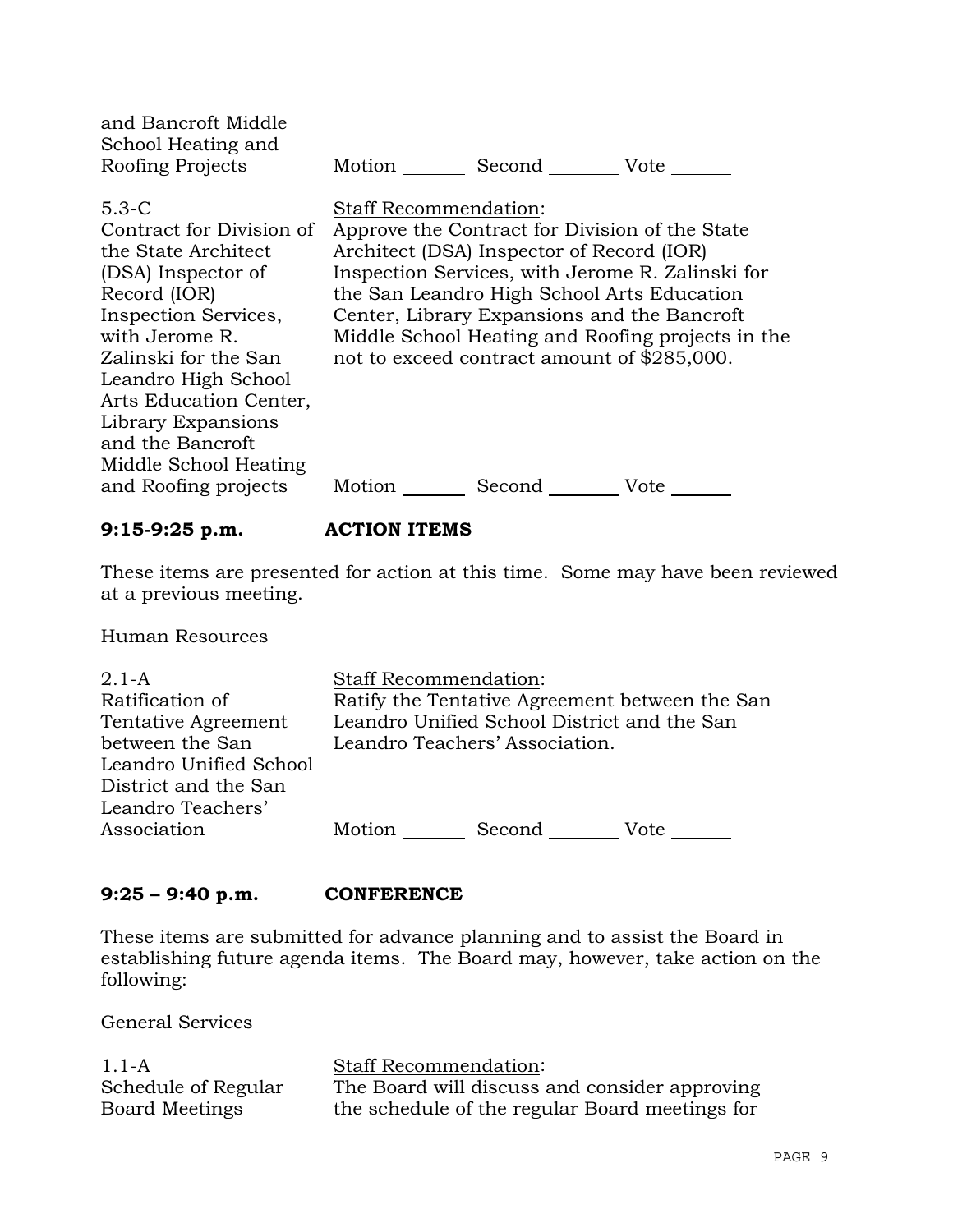| | |
|---|---|
| and Bancroft Middle School Heating and Roofing Projects | Motion _______ Second _______ Vote _______ |
| 5.3-C<br>Contract for Division of the State Architect (DSA) Inspector of Record (IOR) Inspection Services, with Jerome R. Zalinski for the San Leandro High School Arts Education Center, Library Expansions and the Bancroft Middle School Heating and Roofing projects | Staff Recommendation:<br>Approve the Contract for Division of the State Architect (DSA) Inspector of Record (IOR) Inspection Services, with Jerome R. Zalinski for the San Leandro High School Arts Education Center, Library Expansions and the Bancroft Middle School Heating and Roofing projects in the not to exceed contract amount of $285,000.<br><br>Motion _______ Second _______ Vote _______ |

**9:15-9:25 p.m. ACTION ITEMS**

These items are presented for action at this time. Some may have been reviewed at a previous meeting.

Human Resources

| | |
|---|---|
| 2.1-A<br>Ratification of Tentative Agreement between the San Leandro Unified School District and the San Leandro Teachers' Association | Staff Recommendation:<br>Ratify the Tentative Agreement between the San Leandro Unified School District and the San Leandro Teachers' Association.<br><br>Motion _______ Second _______ Vote _______ |

**9:25 – 9:40 p.m. CONFERENCE**

These items are submitted for advance planning and to assist the Board in establishing future agenda items. The Board may, however, take action on the following:

General Services

| | |
|---|---|
| 1.1-A<br>Schedule of Regular Board Meetings | Staff Recommendation:<br>The Board will discuss and consider approving the schedule of the regular Board meetings for |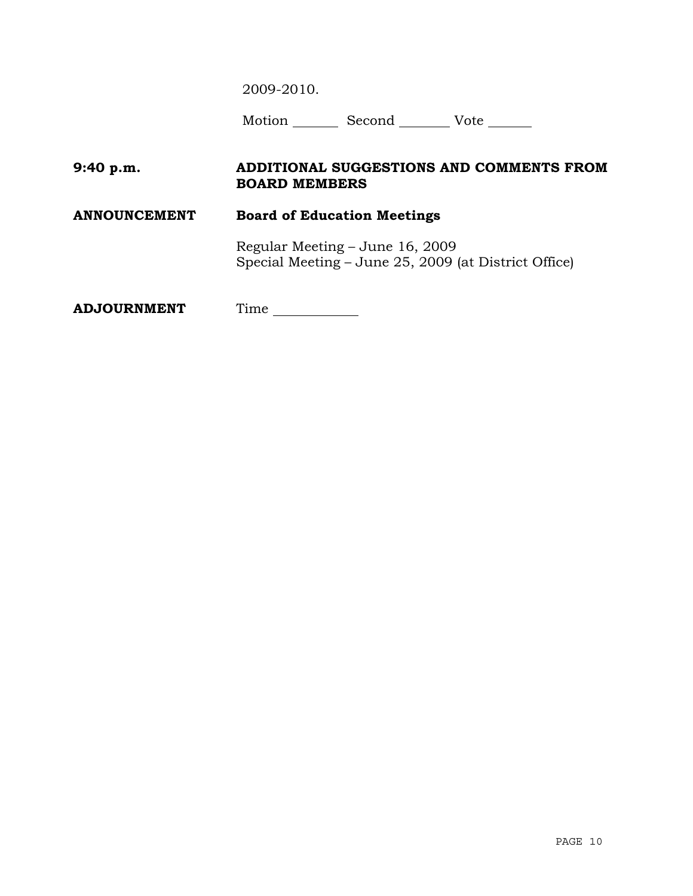2009-2010.

Motion _______ Second ________ Vote ______

**9:40 p.m.** **ADDITIONAL SUGGESTIONS AND COMMENTS FROM BOARD MEMBERS**

**ANNOUNCEMENT** **Board of Education Meetings**

Regular Meeting – June 16, 2009
Special Meeting – June 25, 2009 (at District Office)

**ADJOURNMENT** Time ____________